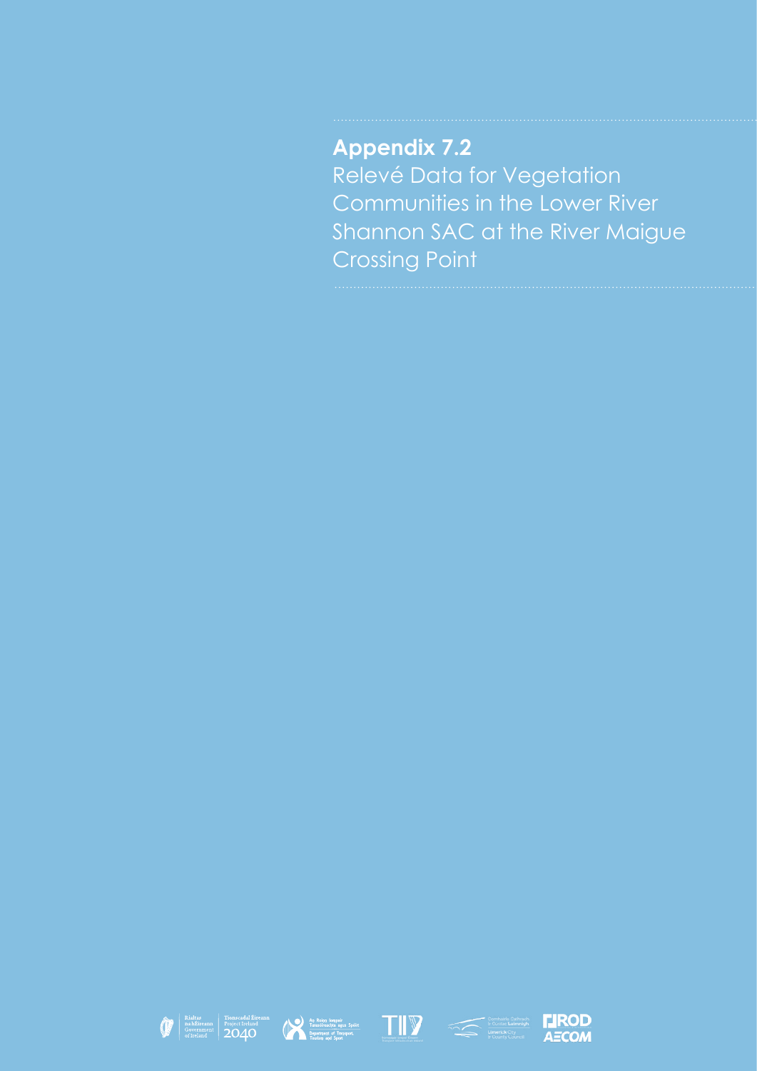# Appendix 7.2

Relevé Data for Vegetation Communities in the Lower River Shannon SAC at the River Maigue Crossing Point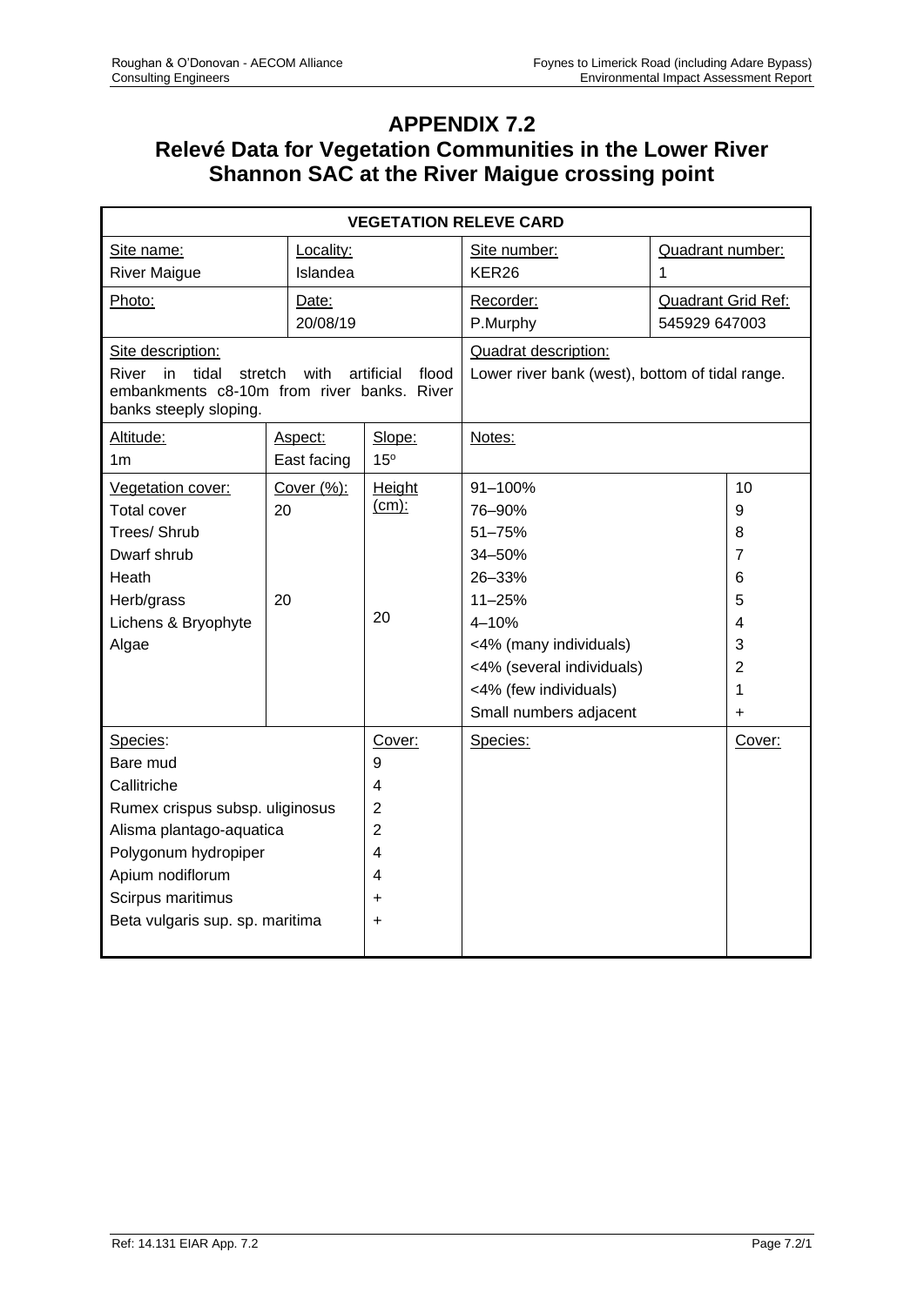# APPENDIX 7.2
## Relevé Data for Vegetation Communities in the Lower River Shannon SAC at the River Maigue crossing point

| VEGETATION RELEVE CARD | | | | | |
|---|---|---|---|---|---|
| Site name: River Maigue | Locality: Islandea | | Site number: KER26 | Quadrant number: 1 | |
| Photo: | Date: 20/08/19 | | Recorder: P.Murphy | Quadrant Grid Ref: 545929 647003 | |
| Site description: River in tidal stretch with artificial flood embankments c8-10m from river banks. River banks steeply sloping. | | | Quadrat description: Lower river bank (west), bottom of tidal range. | | |
| Altitude: 1m | Aspect: East facing | Slope: 15° | Notes: | | |
| Vegetation cover: | Cover (%): | Height (cm): | 91–100% | | 10 |
| Total cover | 20 | | 76–90% | | 9 |
| Trees/ Shrub | | | 51–75% | | 8 |
| Dwarf shrub | | | 34–50% | | 7 |
| Heath | | | 26–33% | | 6 |
| Herb/grass | 20 | | 11–25% | | 5 |
| Lichens & Bryophyte | | 20 | 4–10% | | 4 |
| Algae | | | <4% (many individuals) | | 3 |
| | | | <4% (several individuals) | | 2 |
| | | | <4% (few individuals) | | 1 |
| | | | Small numbers adjacent | | + |
| Species: | | Cover: | Species: | | Cover: |
| Bare mud | | 9 | | | |
| Callitriche | | 4 | | | |
| Rumex crispus subsp. uliginosus | | 2 | | | |
| Alisma plantago-aquatica | | 2 | | | |
| Polygonum hydropiper | | 4 | | | |
| Apium nodiflorum | | 4 | | | |
| Scirpus maritimus | | + | | | |
| Beta vulgaris sup. sp. maritima | | + | | | |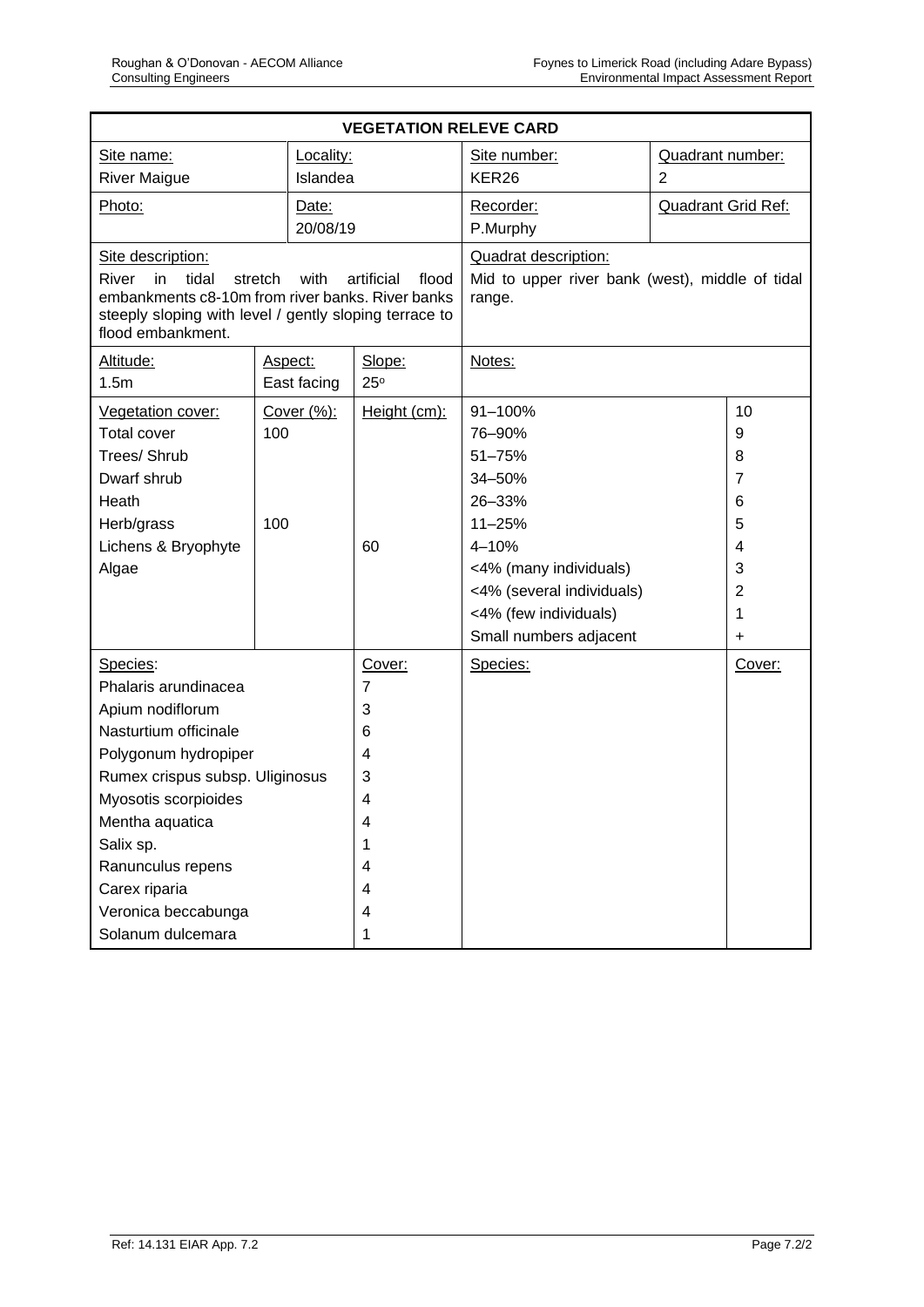## VEGETATION RELEVE CARD

| Site name: | Locality: | Site number: | Quadrant number: |
|---|---|---|---|
| River Maigue | Islandea | KER26 | 2 |
| Photo: | Date: 20/08/19 | Recorder: P.Murphy | Quadrant Grid Ref: |

**Site description:**
River in tidal stretch with artificial flood embankments c8-10m from river banks. River banks steeply sloping with level / gently sloping terrace to flood embankment.

**Quadrat description:**
Mid to upper river bank (west), middle of tidal range.

| Altitude: | Aspect: | Slope: | Notes: |
|---|---|---|---|
| 1.5m | East facing | 25º | |

| Vegetation cover: | Cover (%): | Height (cm): | | |
|---|---|---|---|---|
| Total cover | 100 | | 91–100% | 10 |
| Trees/ Shrub | | | 76–90% | 9 |
| Dwarf shrub | | | 51–75% | 8 |
| Heath | | | 34–50% | 7 |
| Herb/grass | 100 | | 26–33% | 6 |
| Lichens & Bryophyte | | 60 | 11–25% | 5 |
| Algae | | | 4–10% | 4 |
| | | | <4% (many individuals) | 3 |
| | | | <4% (several individuals) | 2 |
| | | | <4% (few individuals) | 1 |
| | | | Small numbers adjacent | + |

| Species: | Cover: | Species: | Cover: |
|---|---|---|---|
| Phalaris arundinacea | 7 | | |
| Apium nodiflorum | 3 | | |
| Nasturtium officinale | 6 | | |
| Polygonum hydropiper | 4 | | |
| Rumex crispus subsp. Uliginosus | 3 | | |
| Myosotis scorpioides | 4 | | |
| Mentha aquatica | 4 | | |
| Salix sp. | 1 | | |
| Ranunculus repens | 4 | | |
| Carex riparia | 4 | | |
| Veronica beccabunga | 4 | | |
| Solanum dulcemara | 1 | | |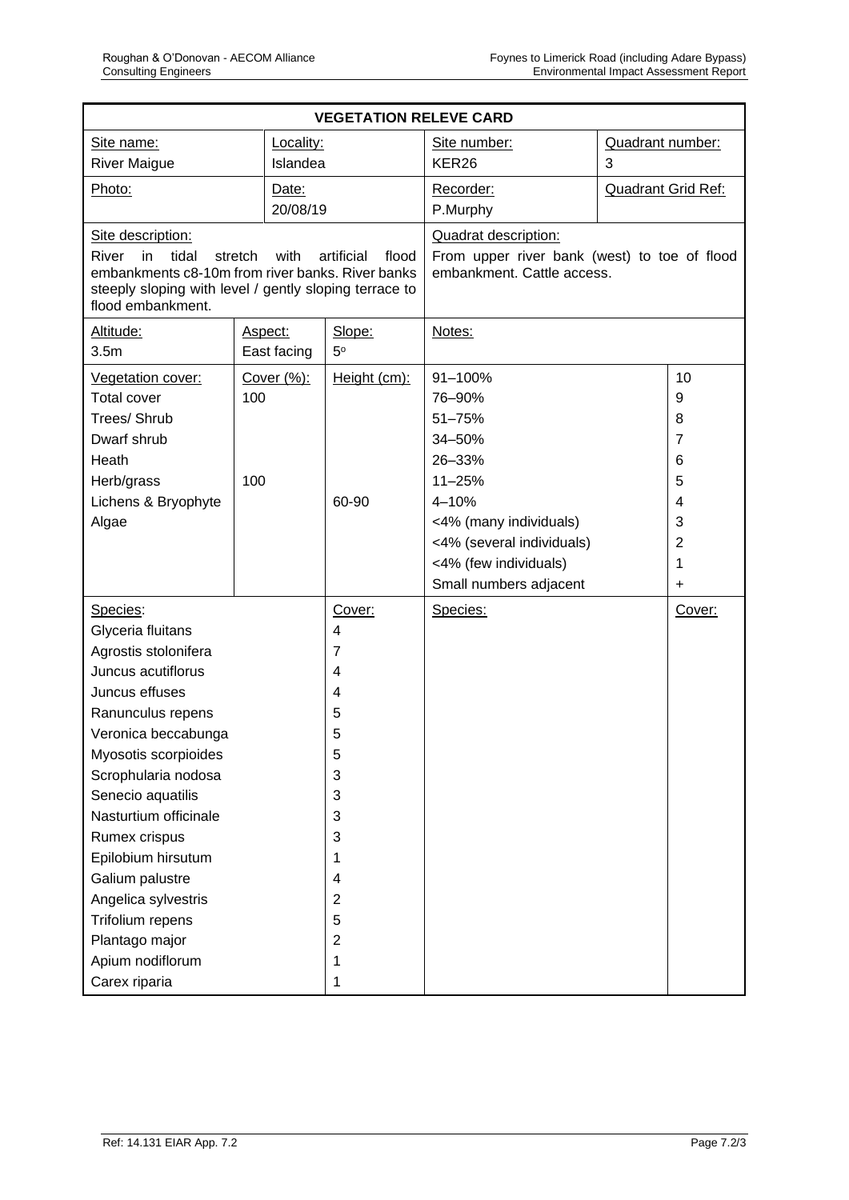**VEGETATION RELEVE CARD**

| Site name: | Locality: | Site number: | Quadrant number: |
|---|---|---|---|
| River Maigue | Islandea | KER26 | 3 |
| Photo: | Date: 20/08/19 | Recorder: P.Murphy | Quadrant Grid Ref: |

**Site description:**
River in tidal stretch with artificial flood embankments c8-10m from river banks. River banks steeply sloping with level / gently sloping terrace to flood embankment.

**Quadrat description:**
From upper river bank (west) to toe of flood embankment. Cattle access.

| Altitude: | Aspect: | Slope: | Notes: |
|---|---|---|---|
| 3.5m | East facing | 5° | |

| Vegetation cover: | Cover (%): | Height (cm): | | |
|---|---|---|---|---|
| Total cover | 100 | | 91–100% | 10 |
| Trees/ Shrub | | | 76–90% | 9 |
| Dwarf shrub | | | 51–75% | 8 |
| Heath | | | 34–50% | 7 |
| Herb/grass | 100 | | 26–33% | 6 |
| Lichens & Bryophyte | | 60-90 | 11–25% | 5 |
| Algae | | | 4–10% | 4 |
| | | | <4% (many individuals) | 3 |
| | | | <4% (several individuals) | 2 |
| | | | <4% (few individuals) | 1 |
| | | | Small numbers adjacent | + |

| Species: | Cover: | Species: | Cover: |
|---|---|---|---|
| Glyceria fluitans | 4 | | |
| Agrostis stolonifera | 7 | | |
| Juncus acutiflorus | 4 | | |
| Juncus effuses | 4 | | |
| Ranunculus repens | 5 | | |
| Veronica beccabunga | 5 | | |
| Myosotis scorpioides | 5 | | |
| Scrophularia nodosa | 3 | | |
| Senecio aquatilis | 3 | | |
| Nasturtium officinale | 3 | | |
| Rumex crispus | 3 | | |
| Epilobium hirsutum | 1 | | |
| Galium palustre | 4 | | |
| Angelica sylvestris | 2 | | |
| Trifolium repens | 5 | | |
| Plantago major | 2 | | |
| Apium nodiflorum | 1 | | |
| Carex riparia | 1 | | |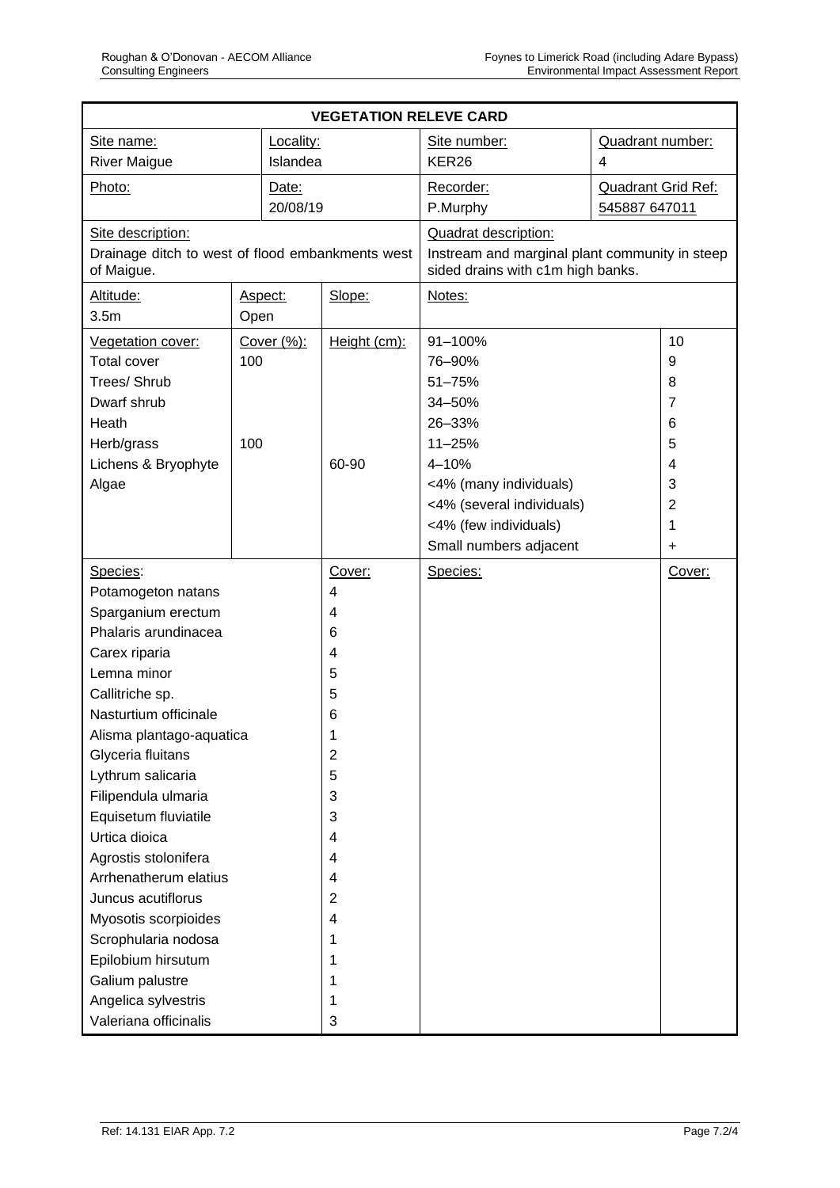**VEGETATION RELEVE CARD**

| Site name: | Locality: | Site number: | Quadrant number: |
|---|---|---|---|
| River Maigue | Islandea | KER26 | 4 |
| Photo: | Date: 20/08/19 | Recorder: P.Murphy | Quadrant Grid Ref: 545887 647011 |

| Site description: | Quadrat description: |
|---|---|
| Drainage ditch to west of flood embankments west of Maigue. | Instream and marginal plant community in steep sided drains with c1m high banks. |

| Altitude: | Aspect: | Slope: | Notes: | |
|---|---|---|---|---|
| 3.5m | Open | | | |
| **Vegetation cover:** | **Cover (%):** | **Height (cm):** | 91–100% | 10 |
| Total cover | 100 | | 76–90% | 9 |
| Trees/ Shrub | | | 51–75% | 8 |
| Dwarf shrub | | | 34–50% | 7 |
| Heath | | | 26–33% | 6 |
| Herb/grass | 100 | | 11–25% | 5 |
| Lichens & Bryophyte | | 60-90 | 4–10% | 4 |
| Algae | | | <4% (many individuals) | 3 |
| | | | <4% (several individuals) | 2 |
| | | | <4% (few individuals) | 1 |
| | | | Small numbers adjacent | + |

| Species: | Cover: | Species: | Cover: |
|---|---|---|---|
| Potamogeton natans | 4 | | |
| Sparganium erectum | 4 | | |
| Phalaris arundinacea | 6 | | |
| Carex riparia | 4 | | |
| Lemna minor | 5 | | |
| Callitriche sp. | 5 | | |
| Nasturtium officinale | 6 | | |
| Alisma plantago-aquatica | 1 | | |
| Glyceria fluitans | 2 | | |
| Lythrum salicaria | 5 | | |
| Filipendula ulmaria | 3 | | |
| Equisetum fluviatile | 3 | | |
| Urtica dioica | 4 | | |
| Agrostis stolonifera | 4 | | |
| Arrhenatherum elatius | 4 | | |
| Juncus acutiflorus | 2 | | |
| Myosotis scorpioides | 4 | | |
| Scrophularia nodosa | 1 | | |
| Epilobium hirsutum | 1 | | |
| Galium palustre | 1 | | |
| Angelica sylvestris | 1 | | |
| Valeriana officinalis | 3 | | |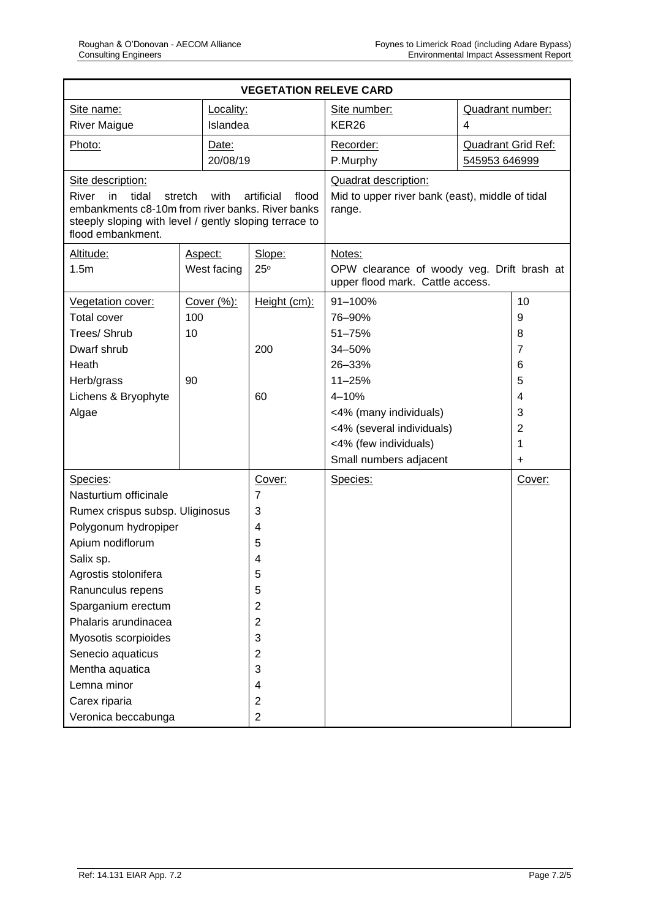| **VEGETATION RELEVE CARD** | | | | | |
|---|---|---|---|---|---|
| Site name:<br>River Maigue | Locality:<br>Islandea | | Site number:<br>KER26 | Quadrant number:<br>4 | |
| Photo: | Date:<br>20/08/19 | | Recorder:<br>P.Murphy | Quadrant Grid Ref:<br>545953 646999 | |
| Site description:<br>River in tidal stretch with artificial flood embankments c8-10m from river banks. River banks steeply sloping with level / gently sloping terrace to flood embankment. | | | Quadrat description:<br>Mid to upper river bank (east), middle of tidal range. | | |
| Altitude:<br>1.5m | Aspect:<br>West facing | Slope:<br>25º | Notes:<br>OPW clearance of woody veg. Drift brash at upper flood mark. Cattle access. | | |

| Vegetation cover: | Cover (%): | Height (cm): | | |
|---|---|---|---|---|
| Total cover | 100 | | 91–100% | 10 |
| Trees/ Shrub | 10 | | 76–90% | 9 |
| Dwarf shrub | | 200 | 51–75% | 8 |
| Heath | | | 34–50% | 7 |
| Herb/grass | 90 | | 26–33% | 6 |
| Lichens & Bryophyte | | 60 | 11–25% | 5 |
| Algae | | | 4–10% | 4 |
| | | | <4% (many individuals) | 3 |
| | | | <4% (several individuals) | 2 |
| | | | <4% (few individuals) | 1 |
| | | | Small numbers adjacent | + |

| Species: | Cover: | Species: | Cover: |
|---|---|---|---|
| Nasturtium officinale | 7 | | |
| Rumex crispus subsp. Uliginosus | 3 | | |
| Polygonum hydropiper | 4 | | |
| Apium nodiflorum | 5 | | |
| Salix sp. | 4 | | |
| Agrostis stolonifera | 5 | | |
| Ranunculus repens | 5 | | |
| Sparganium erectum | 2 | | |
| Phalaris arundinacea | 2 | | |
| Myosotis scorpioides | 3 | | |
| Senecio aquaticus | 2 | | |
| Mentha aquatica | 3 | | |
| Lemna minor | 4 | | |
| Carex riparia | 2 | | |
| Veronica beccabunga | 2 | | |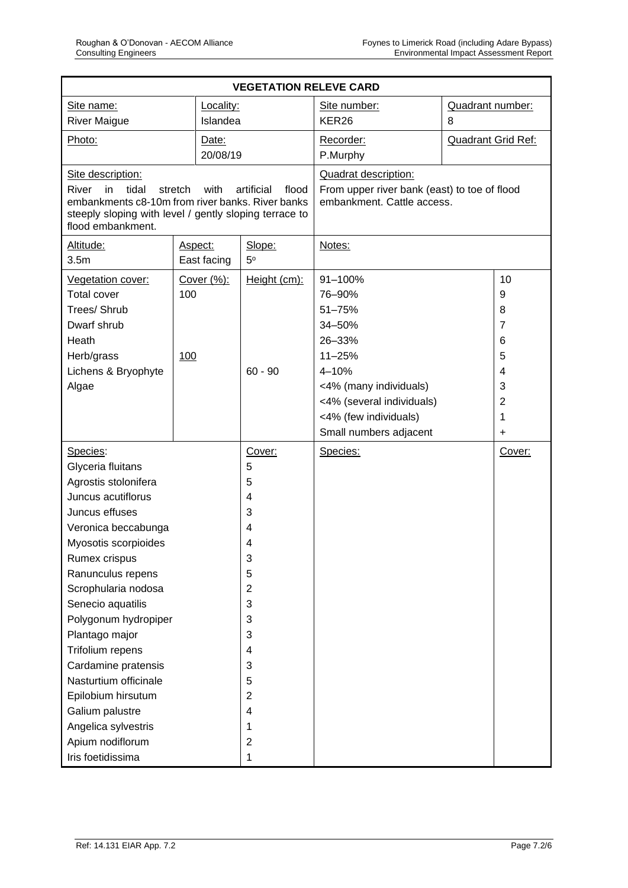| VEGETATION RELEVE CARD | | | | |
|---|---|---|---|---|
| Site name: River Maigue | Locality: Islandea | | Site number: KER26 | Quadrant number: 8 |
| Photo: | Date: 20/08/19 | | Recorder: P.Murphy | Quadrant Grid Ref: |
| Site description: River in tidal stretch with artificial flood embankments c8-10m from river banks. River banks steeply sloping with level / gently sloping terrace to flood embankment. | | | Quadrat description: From upper river bank (east) to toe of flood embankment. Cattle access. | |

| Altitude: | Aspect: | Slope: | Notes: | |
|---|---|---|---|---|
| 3.5m | East facing | 5° | | |
| **Vegetation cover:** | **Cover (%):** | **Height (cm):** | 91–100% | 10 |
| Total cover | 100 | | 76–90% | 9 |
| Trees/ Shrub | | | 51–75% | 8 |
| Dwarf shrub | | | 34–50% | 7 |
| Heath | | | 26–33% | 6 |
| Herb/grass | 100 | | 11–25% | 5 |
| Lichens & Bryophyte | | 60 - 90 | 4–10% | 4 |
| Algae | | | <4% (many individuals) | 3 |
| | | | <4% (several individuals) | 2 |
| | | | <4% (few individuals) | 1 |
| | | | Small numbers adjacent | + |

| Species: | Cover: | Species: | Cover: |
|---|---|---|---|
| Glyceria fluitans | 5 | | |
| Agrostis stolonifera | 5 | | |
| Juncus acutiflorus | 4 | | |
| Juncus effuses | 3 | | |
| Veronica beccabunga | 4 | | |
| Myosotis scorpioides | 4 | | |
| Rumex crispus | 3 | | |
| Ranunculus repens | 5 | | |
| Scrophularia nodosa | 2 | | |
| Senecio aquatilis | 3 | | |
| Polygonum hydropiper | 3 | | |
| Plantago major | 3 | | |
| Trifolium repens | 4 | | |
| Cardamine pratensis | 3 | | |
| Nasturtium officinale | 5 | | |
| Epilobium hirsutum | 2 | | |
| Galium palustre | 4 | | |
| Angelica sylvestris | 1 | | |
| Apium nodiflorum | 2 | | |
| Iris foetidissima | 1 | | |